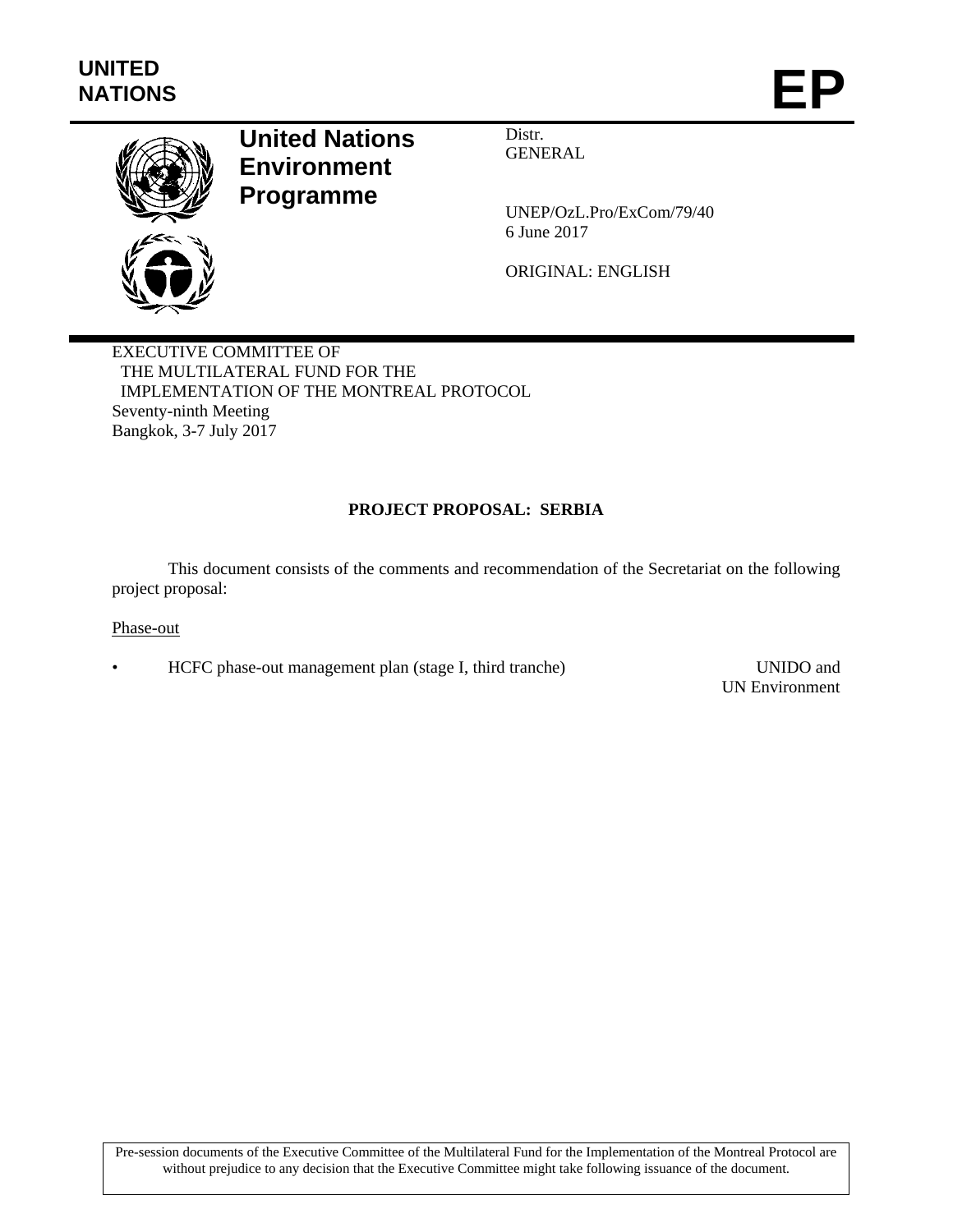**UNITED NATIONS**

# EP

**United Nations Environment Programme**

Distr.
GENERAL

UNEP/OzL.Pro/ExCom/79/40
6 June 2017

ORIGINAL: ENGLISH

EXECUTIVE COMMITTEE OF
THE MULTILATERAL FUND FOR THE
IMPLEMENTATION OF THE MONTREAL PROTOCOL
Seventy-ninth Meeting
Bangkok, 3-7 July 2017

## PROJECT PROPOSAL: SERBIA

This document consists of the comments and recommendation of the Secretariat on the following project proposal:

Phase-out

- HCFC phase-out management plan (stage I, third tranche) — UNIDO and UN Environment

Pre-session documents of the Executive Committee of the Multilateral Fund for the Implementation of the Montreal Protocol are without prejudice to any decision that the Executive Committee might take following issuance of the document.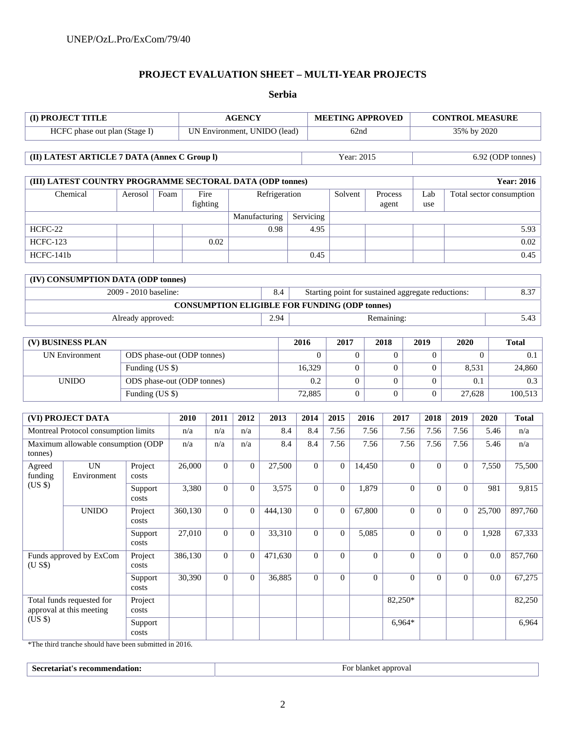## PROJECT EVALUATION SHEET – MULTI-YEAR PROJECTS

### Serbia

| (I) PROJECT TITLE | AGENCY | MEETING APPROVED | CONTROL MEASURE |
|---|---|---|---|
| HCFC phase out plan (Stage I) | UN Environment, UNIDO (lead) | 62nd | 35% by 2020 |

| (II) LATEST ARTICLE 7 DATA (Annex C Group l) | Year: 2015 | 6.92 (ODP tonnes) |
|---|---|---|

| (III) LATEST COUNTRY PROGRAMME SECTORAL DATA (ODP tonnes) | | | | | | | | | Year: 2016 |
|---|---|---|---|---|---|---|---|---|---|
| Chemical | Aerosol | Foam | Fire fighting | Refrigeration | | Solvent | Process agent | Lab use | Total sector consumption |
| | | | | Manufacturing | Servicing | | | | |
| HCFC-22 | | | | 0.98 | 4.95 | | | | 5.93 |
| HCFC-123 | | | 0.02 | | | | | | 0.02 |
| HCFC-141b | | | | | 0.45 | | | | 0.45 |

| (IV) CONSUMPTION DATA (ODP tonnes) | | | |
|---|---|---|---|
| 2009 - 2010 baseline: | 8.4 | Starting point for sustained aggregate reductions: | 8.37 |
| **CONSUMPTION ELIGIBLE FOR FUNDING (ODP tonnes)** | | | |
| Already approved: | 2.94 | Remaining: | 5.43 |

| (V) BUSINESS PLAN | | 2016 | 2017 | 2018 | 2019 | 2020 | Total |
|---|---|---|---|---|---|---|---|
| UN Environment | ODS phase-out (ODP tonnes) | 0 | 0 | 0 | 0 | 0 | 0.1 |
| | Funding (US $) | 16,329 | 0 | 0 | 0 | 8,531 | 24,860 |
| UNIDO | ODS phase-out (ODP tonnes) | 0.2 | 0 | 0 | 0 | 0.1 | 0.3 |
| | Funding (US $) | 72,885 | 0 | 0 | 0 | 27,628 | 100,513 |

| (VI) PROJECT DATA | | | 2010 | 2011 | 2012 | 2013 | 2014 | 2015 | 2016 | 2017 | 2018 | 2019 | 2020 | Total |
|---|---|---|---|---|---|---|---|---|---|---|---|---|---|---|
| Montreal Protocol consumption limits | | | n/a | n/a | n/a | 8.4 | 8.4 | 7.56 | 7.56 | 7.56 | 7.56 | 7.56 | 5.46 | n/a |
| Maximum allowable consumption (ODP tonnes) | | | n/a | n/a | n/a | 8.4 | 8.4 | 7.56 | 7.56 | 7.56 | 7.56 | 7.56 | 5.46 | n/a |
| Agreed funding (US $) | UN Environment | Project costs | 26,000 | 0 | 0 | 27,500 | 0 | 0 | 14,450 | 0 | 0 | 0 | 7,550 | 75,500 |
| | | Support costs | 3,380 | 0 | 0 | 3,575 | 0 | 0 | 1,879 | 0 | 0 | 0 | 981 | 9,815 |
| | UNIDO | Project costs | 360,130 | 0 | 0 | 444,130 | 0 | 0 | 67,800 | 0 | 0 | 0 | 25,700 | 897,760 |
| | | Support costs | 27,010 | 0 | 0 | 33,310 | 0 | 0 | 5,085 | 0 | 0 | 0 | 1,928 | 67,333 |
| Funds approved by ExCom (U S$) | | Project costs | 386,130 | 0 | 0 | 471,630 | 0 | 0 | 0 | 0 | 0 | 0 | 0.0 | 857,760 |
| | | Support costs | 30,390 | 0 | 0 | 36,885 | 0 | 0 | 0 | 0 | 0 | 0 | 0.0 | 67,275 |
| Total funds requested for approval at this meeting (US $) | | Project costs | | | | | | | | 82,250* | | | | 82,250 |
| | | Support costs | | | | | | | | 6,964* | | | | 6,964 |

*The third tranche should have been submitted in 2016.

| Secretariat's recommendation: | For blanket approval |
|---|---|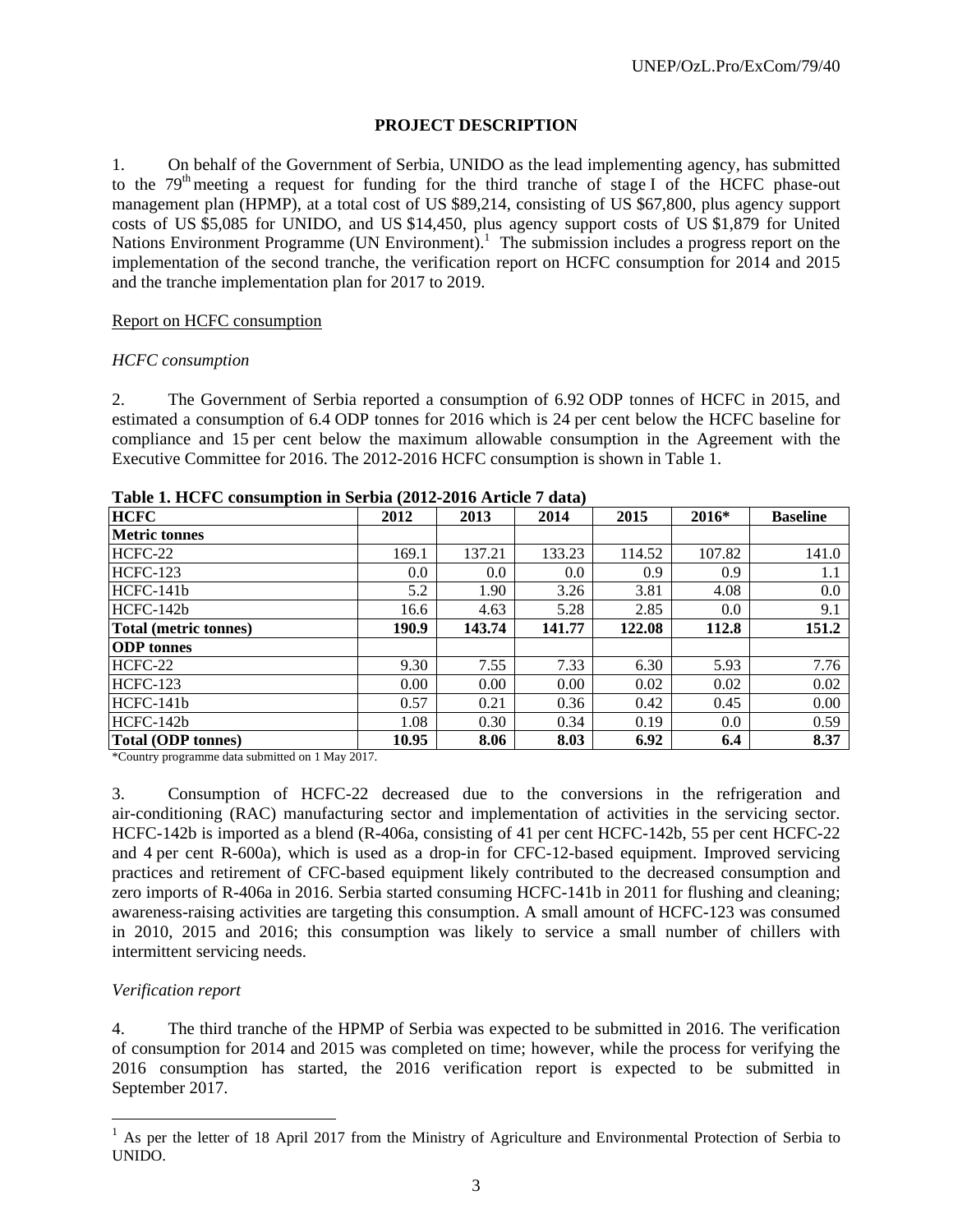## PROJECT DESCRIPTION

1. On behalf of the Government of Serbia, UNIDO as the lead implementing agency, has submitted to the 79th meeting a request for funding for the third tranche of stage I of the HCFC phase-out management plan (HPMP), at a total cost of US $89,214, consisting of US $67,800, plus agency support costs of US $5,085 for UNIDO, and US $14,450, plus agency support costs of US $1,879 for United Nations Environment Programme (UN Environment).[1] The submission includes a progress report on the implementation of the second tranche, the verification report on HCFC consumption for 2014 and 2015 and the tranche implementation plan for 2017 to 2019.

Report on HCFC consumption

*HCFC consumption*

2. The Government of Serbia reported a consumption of 6.92 ODP tonnes of HCFC in 2015, and estimated a consumption of 6.4 ODP tonnes for 2016 which is 24 per cent below the HCFC baseline for compliance and 15 per cent below the maximum allowable consumption in the Agreement with the Executive Committee for 2016. The 2012-2016 HCFC consumption is shown in Table 1.

**Table 1. HCFC consumption in Serbia (2012-2016 Article 7 data)**

| **HCFC** | **2012** | **2013** | **2014** | **2015** | **2016*** | **Baseline** |
|---|---|---|---|---|---|---|
| **Metric tonnes** | | | | | | |
| HCFC-22 | 169.1 | 137.21 | 133.23 | 114.52 | 107.82 | 141.0 |
| HCFC-123 | 0.0 | 0.0 | 0.0 | 0.9 | 0.9 | 1.1 |
| HCFC-141b | 5.2 | 1.90 | 3.26 | 3.81 | 4.08 | 0.0 |
| HCFC-142b | 16.6 | 4.63 | 5.28 | 2.85 | 0.0 | 9.1 |
| **Total (metric tonnes)** | **190.9** | **143.74** | **141.77** | **122.08** | **112.8** | **151.2** |
| **ODP tonnes** | | | | | | |
| HCFC-22 | 9.30 | 7.55 | 7.33 | 6.30 | 5.93 | 7.76 |
| HCFC-123 | 0.00 | 0.00 | 0.00 | 0.02 | 0.02 | 0.02 |
| HCFC-141b | 0.57 | 0.21 | 0.36 | 0.42 | 0.45 | 0.00 |
| HCFC-142b | 1.08 | 0.30 | 0.34 | 0.19 | 0.0 | 0.59 |
| **Total (ODP tonnes)** | **10.95** | **8.06** | **8.03** | **6.92** | **6.4** | **8.37** |

*Country programme data submitted on 1 May 2017.

3. Consumption of HCFC-22 decreased due to the conversions in the refrigeration and air-conditioning (RAC) manufacturing sector and implementation of activities in the servicing sector. HCFC-142b is imported as a blend (R-406a, consisting of 41 per cent HCFC-142b, 55 per cent HCFC-22 and 4 per cent R-600a), which is used as a drop-in for CFC-12-based equipment. Improved servicing practices and retirement of CFC-based equipment likely contributed to the decreased consumption and zero imports of R-406a in 2016. Serbia started consuming HCFC-141b in 2011 for flushing and cleaning; awareness-raising activities are targeting this consumption. A small amount of HCFC-123 was consumed in 2010, 2015 and 2016; this consumption was likely to service a small number of chillers with intermittent servicing needs.

*Verification report*

4. The third tranche of the HPMP of Serbia was expected to be submitted in 2016. The verification of consumption for 2014 and 2015 was completed on time; however, while the process for verifying the 2016 consumption has started, the 2016 verification report is expected to be submitted in September 2017.

[1] As per the letter of 18 April 2017 from the Ministry of Agriculture and Environmental Protection of Serbia to UNIDO.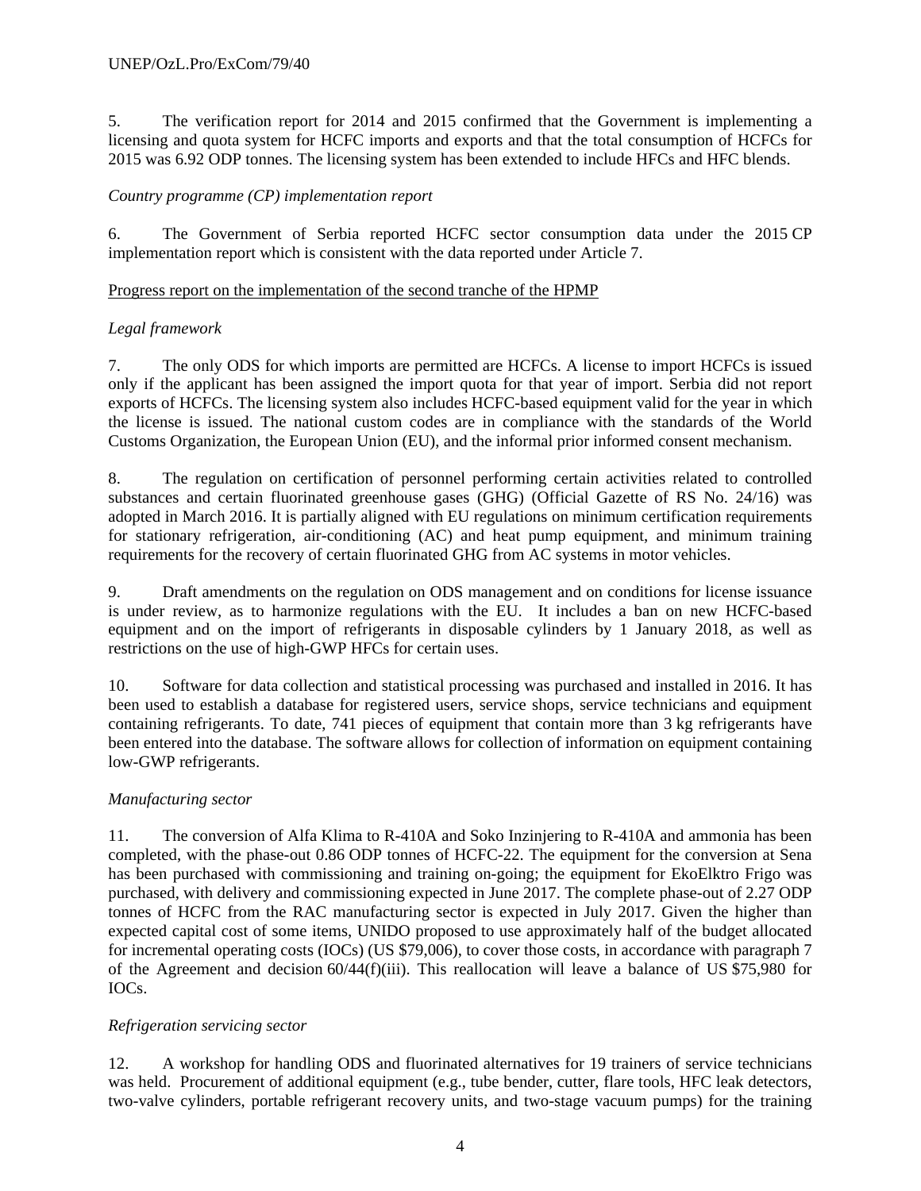5. The verification report for 2014 and 2015 confirmed that the Government is implementing a licensing and quota system for HCFC imports and exports and that the total consumption of HCFCs for 2015 was 6.92 ODP tonnes. The licensing system has been extended to include HFCs and HFC blends.

*Country programme (CP) implementation report*

6. The Government of Serbia reported HCFC sector consumption data under the 2015 CP implementation report which is consistent with the data reported under Article 7.

Progress report on the implementation of the second tranche of the HPMP

*Legal framework*

7. The only ODS for which imports are permitted are HCFCs. A license to import HCFCs is issued only if the applicant has been assigned the import quota for that year of import. Serbia did not report exports of HCFCs. The licensing system also includes HCFC-based equipment valid for the year in which the license is issued. The national custom codes are in compliance with the standards of the World Customs Organization, the European Union (EU), and the informal prior informed consent mechanism.

8. The regulation on certification of personnel performing certain activities related to controlled substances and certain fluorinated greenhouse gases (GHG) (Official Gazette of RS No. 24/16) was adopted in March 2016. It is partially aligned with EU regulations on minimum certification requirements for stationary refrigeration, air-conditioning (AC) and heat pump equipment, and minimum training requirements for the recovery of certain fluorinated GHG from AC systems in motor vehicles.

9. Draft amendments on the regulation on ODS management and on conditions for license issuance is under review, as to harmonize regulations with the EU. It includes a ban on new HCFC-based equipment and on the import of refrigerants in disposable cylinders by 1 January 2018, as well as restrictions on the use of high-GWP HFCs for certain uses.

10. Software for data collection and statistical processing was purchased and installed in 2016. It has been used to establish a database for registered users, service shops, service technicians and equipment containing refrigerants. To date, 741 pieces of equipment that contain more than 3 kg refrigerants have been entered into the database. The software allows for collection of information on equipment containing low-GWP refrigerants.

*Manufacturing sector*

11. The conversion of Alfa Klima to R-410A and Soko Inzinjering to R-410A and ammonia has been completed, with the phase-out 0.86 ODP tonnes of HCFC-22. The equipment for the conversion at Sena has been purchased with commissioning and training on-going; the equipment for EkoElktro Frigo was purchased, with delivery and commissioning expected in June 2017. The complete phase-out of 2.27 ODP tonnes of HCFC from the RAC manufacturing sector is expected in July 2017. Given the higher than expected capital cost of some items, UNIDO proposed to use approximately half of the budget allocated for incremental operating costs (IOCs) (US $79,006), to cover those costs, in accordance with paragraph 7 of the Agreement and decision 60/44(f)(iii). This reallocation will leave a balance of US $75,980 for IOCs.

*Refrigeration servicing sector*

12. A workshop for handling ODS and fluorinated alternatives for 19 trainers of service technicians was held. Procurement of additional equipment (e.g., tube bender, cutter, flare tools, HFC leak detectors, two-valve cylinders, portable refrigerant recovery units, and two-stage vacuum pumps) for the training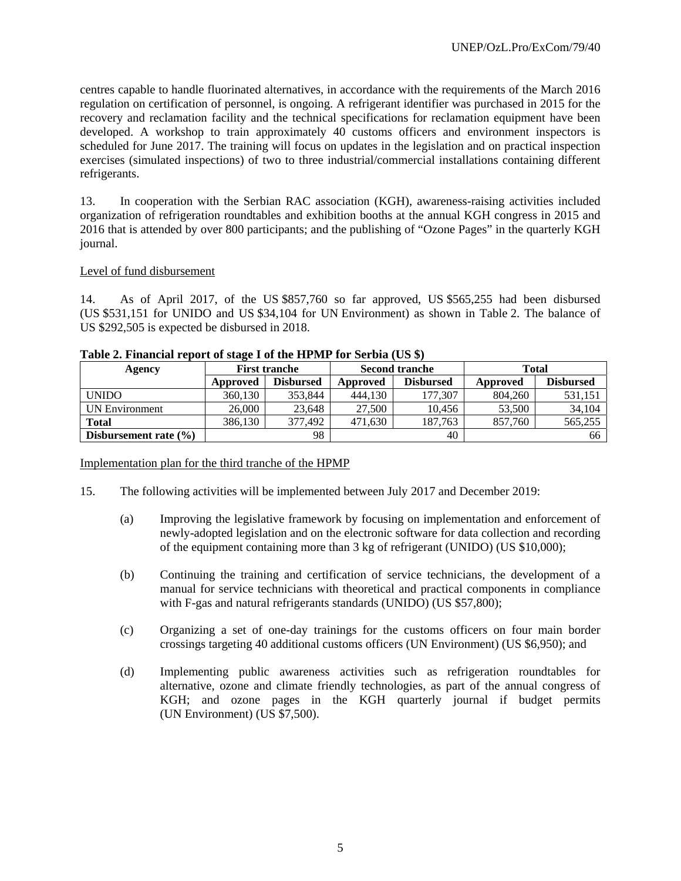centres capable to handle fluorinated alternatives, in accordance with the requirements of the March 2016 regulation on certification of personnel, is ongoing. A refrigerant identifier was purchased in 2015 for the recovery and reclamation facility and the technical specifications for reclamation equipment have been developed. A workshop to train approximately 40 customs officers and environment inspectors is scheduled for June 2017. The training will focus on updates in the legislation and on practical inspection exercises (simulated inspections) of two to three industrial/commercial installations containing different refrigerants.

13. In cooperation with the Serbian RAC association (KGH), awareness-raising activities included organization of refrigeration roundtables and exhibition booths at the annual KGH congress in 2015 and 2016 that is attended by over 800 participants; and the publishing of "Ozone Pages" in the quarterly KGH journal.

Level of fund disbursement

14. As of April 2017, of the US $857,760 so far approved, US $565,255 had been disbursed (US $531,151 for UNIDO and US $34,104 for UN Environment) as shown in Table 2. The balance of US $292,505 is expected be disbursed in 2018.

**Table 2. Financial report of stage I of the HPMP for Serbia (US $)**

| Agency | First tranche | | Second tranche | | Total | |
|---|---|---|---|---|---|---|
| | Approved | Disbursed | Approved | Disbursed | Approved | Disbursed |
| UNIDO | 360,130 | 353,844 | 444,130 | 177,307 | 804,260 | 531,151 |
| UN Environment | 26,000 | 23,648 | 27,500 | 10,456 | 53,500 | 34,104 |
| **Total** | 386,130 | 377,492 | 471,630 | 187,763 | 857,760 | 565,255 |
| **Disbursement rate (%)** | | 98 | | 40 | | 66 |

Implementation plan for the third tranche of the HPMP

15. The following activities will be implemented between July 2017 and December 2019:

(a) Improving the legislative framework by focusing on implementation and enforcement of newly-adopted legislation and on the electronic software for data collection and recording of the equipment containing more than 3 kg of refrigerant (UNIDO) (US $10,000);

(b) Continuing the training and certification of service technicians, the development of a manual for service technicians with theoretical and practical components in compliance with F-gas and natural refrigerants standards (UNIDO) (US $57,800);

(c) Organizing a set of one-day trainings for the customs officers on four main border crossings targeting 40 additional customs officers (UN Environment) (US $6,950); and

(d) Implementing public awareness activities such as refrigeration roundtables for alternative, ozone and climate friendly technologies, as part of the annual congress of KGH; and ozone pages in the KGH quarterly journal if budget permits (UN Environment) (US $7,500).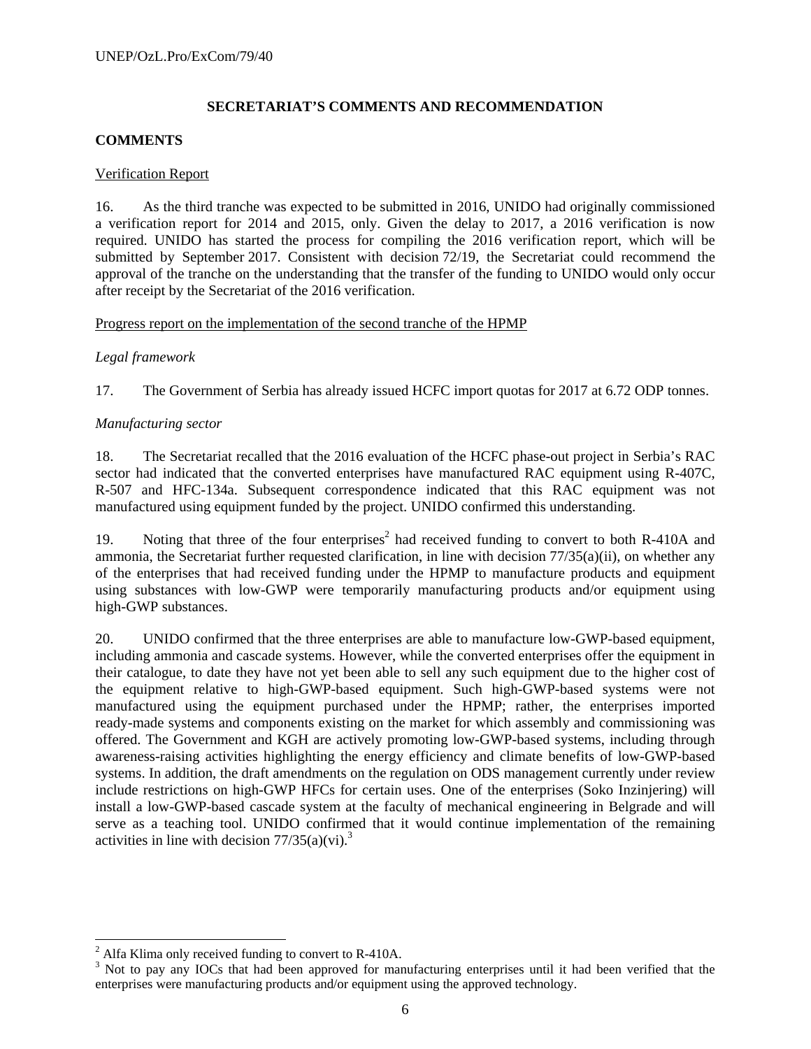## SECRETARIAT'S COMMENTS AND RECOMMENDATION

### COMMENTS

Verification Report

16. As the third tranche was expected to be submitted in 2016, UNIDO had originally commissioned a verification report for 2014 and 2015, only. Given the delay to 2017, a 2016 verification is now required. UNIDO has started the process for compiling the 2016 verification report, which will be submitted by September 2017. Consistent with decision 72/19, the Secretariat could recommend the approval of the tranche on the understanding that the transfer of the funding to UNIDO would only occur after receipt by the Secretariat of the 2016 verification.

Progress report on the implementation of the second tranche of the HPMP

*Legal framework*

17. The Government of Serbia has already issued HCFC import quotas for 2017 at 6.72 ODP tonnes.

*Manufacturing sector*

18. The Secretariat recalled that the 2016 evaluation of the HCFC phase-out project in Serbia's RAC sector had indicated that the converted enterprises have manufactured RAC equipment using R-407C, R-507 and HFC-134a. Subsequent correspondence indicated that this RAC equipment was not manufactured using equipment funded by the project. UNIDO confirmed this understanding.

19. Noting that three of the four enterprises[2] had received funding to convert to both R-410A and ammonia, the Secretariat further requested clarification, in line with decision 77/35(a)(ii), on whether any of the enterprises that had received funding under the HPMP to manufacture products and equipment using substances with low-GWP were temporarily manufacturing products and/or equipment using high-GWP substances.

20. UNIDO confirmed that the three enterprises are able to manufacture low-GWP-based equipment, including ammonia and cascade systems. However, while the converted enterprises offer the equipment in their catalogue, to date they have not yet been able to sell any such equipment due to the higher cost of the equipment relative to high-GWP-based equipment. Such high-GWP-based systems were not manufactured using the equipment purchased under the HPMP; rather, the enterprises imported ready-made systems and components existing on the market for which assembly and commissioning was offered. The Government and KGH are actively promoting low-GWP-based systems, including through awareness-raising activities highlighting the energy efficiency and climate benefits of low-GWP-based systems. In addition, the draft amendments on the regulation on ODS management currently under review include restrictions on high-GWP HFCs for certain uses. One of the enterprises (Soko Inzinjering) will install a low-GWP-based cascade system at the faculty of mechanical engineering in Belgrade and will serve as a teaching tool. UNIDO confirmed that it would continue implementation of the remaining activities in line with decision 77/35(a)(vi).[3]

---

[2] Alfa Klima only received funding to convert to R-410A.

[3] Not to pay any IOCs that had been approved for manufacturing enterprises until it had been verified that the enterprises were manufacturing products and/or equipment using the approved technology.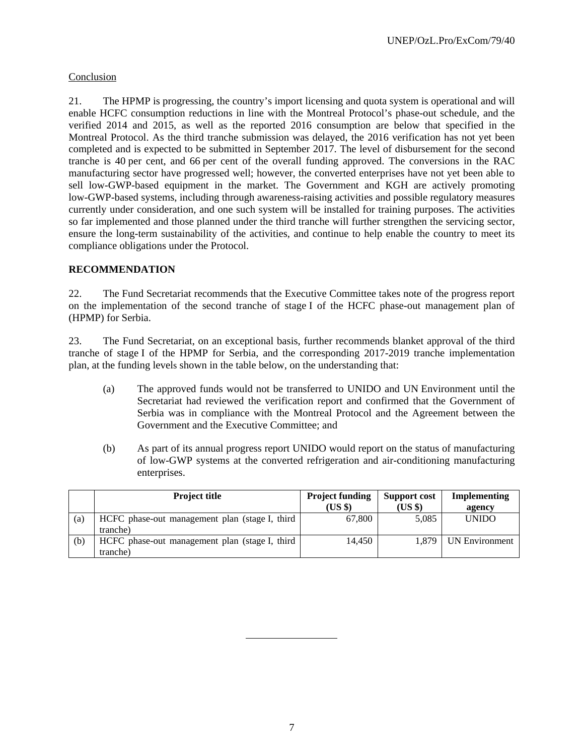Conclusion

21. The HPMP is progressing, the country's import licensing and quota system is operational and will enable HCFC consumption reductions in line with the Montreal Protocol's phase-out schedule, and the verified 2014 and 2015, as well as the reported 2016 consumption are below that specified in the Montreal Protocol. As the third tranche submission was delayed, the 2016 verification has not yet been completed and is expected to be submitted in September 2017. The level of disbursement for the second tranche is 40 per cent, and 66 per cent of the overall funding approved. The conversions in the RAC manufacturing sector have progressed well; however, the converted enterprises have not yet been able to sell low-GWP-based equipment in the market. The Government and KGH are actively promoting low-GWP-based systems, including through awareness-raising activities and possible regulatory measures currently under consideration, and one such system will be installed for training purposes. The activities so far implemented and those planned under the third tranche will further strengthen the servicing sector, ensure the long-term sustainability of the activities, and continue to help enable the country to meet its compliance obligations under the Protocol.

**RECOMMENDATION**

22. The Fund Secretariat recommends that the Executive Committee takes note of the progress report on the implementation of the second tranche of stage I of the HCFC phase-out management plan of (HPMP) for Serbia.

23. The Fund Secretariat, on an exceptional basis, further recommends blanket approval of the third tranche of stage I of the HPMP for Serbia, and the corresponding 2017-2019 tranche implementation plan, at the funding levels shown in the table below, on the understanding that:

(a) The approved funds would not be transferred to UNIDO and UN Environment until the Secretariat had reviewed the verification report and confirmed that the Government of Serbia was in compliance with the Montreal Protocol and the Agreement between the Government and the Executive Committee; and

(b) As part of its annual progress report UNIDO would report on the status of manufacturing of low-GWP systems at the converted refrigeration and air-conditioning manufacturing enterprises.

| | Project title | Project funding (US $) | Support cost (US $) | Implementing agency |
|---|---|---|---|---|
| (a) | HCFC phase-out management plan (stage I, third tranche) | 67,800 | 5,085 | UNIDO |
| (b) | HCFC phase-out management plan (stage I, third tranche) | 14,450 | 1,879 | UN Environment |